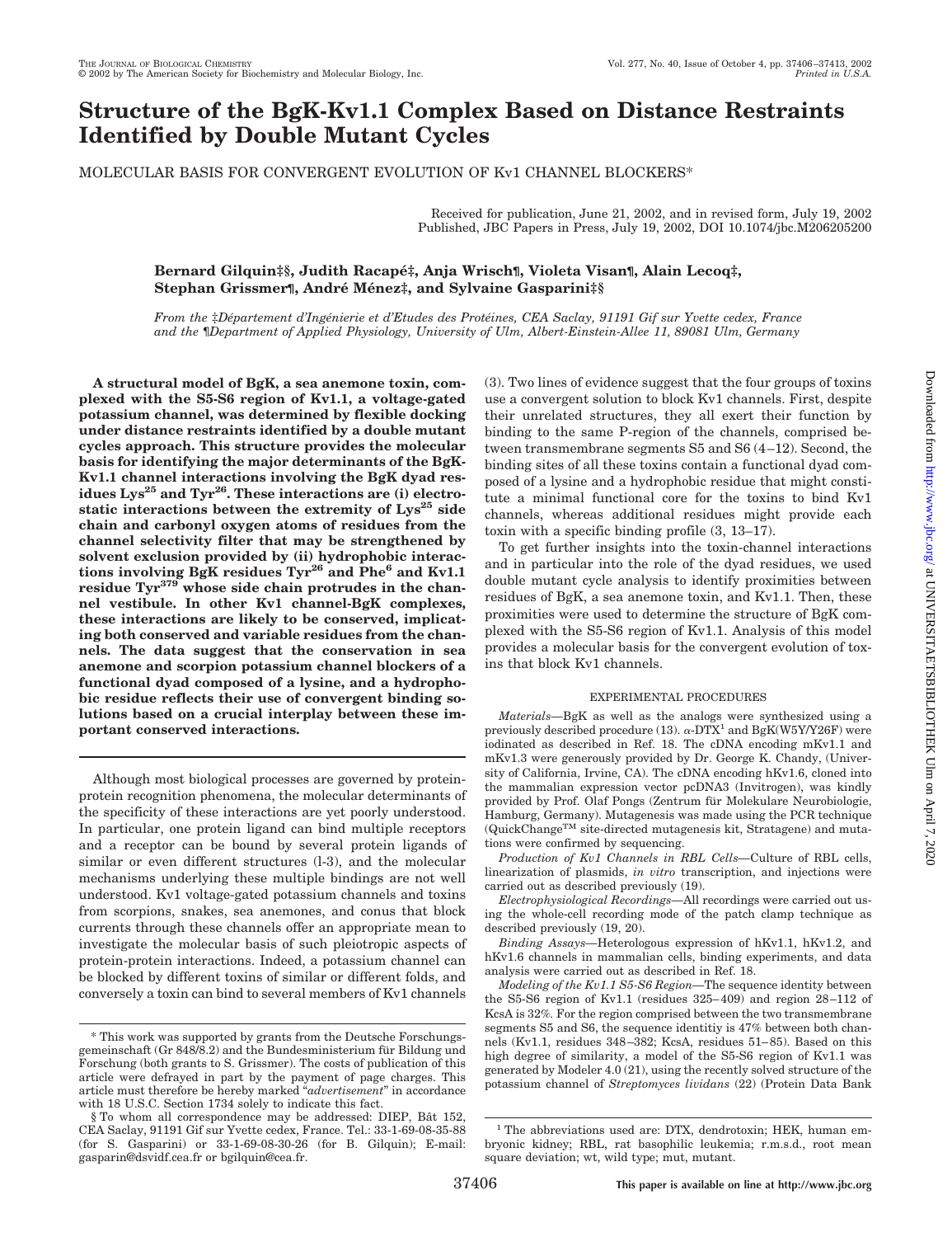# Structure of the BgK-Kv1.1 Complex Based on Distance Restraints Identified by Double Mutant Cycles

MOLECULAR BASIS FOR CONVERGENT EVOLUTION OF Kv1 CHANNEL BLOCKERS*

Received for publication, June 21, 2002, and in revised form, July 19, 2002
Published, JBC Papers in Press, July 19, 2002, DOI 10.1074/jbc.M206205200

**Bernard Gilquin‡§, Judith Racapé‡, Anja Wrisch¶, Violeta Visan¶, Alain Lecoq‡, Stephan Grissmer¶, André Ménez‡, and Sylvaine Gasparini‡§**

*From the ‡Département d'Ingénierie et d'Etudes des Protéines, CEA Saclay, 91191 Gif sur Yvette cedex, France and the ¶Department of Applied Physiology, University of Ulm, Albert-Einstein-Allee 11, 89081 Ulm, Germany*

**A structural model of BgK, a sea anemone toxin, complexed with the S5-S6 region of Kv1.1, a voltage-gated potassium channel, was determined by flexible docking under distance restraints identified by a double mutant cycles approach. This structure provides the molecular basis for identifying the major determinants of the BgK-Kv1.1 channel interactions involving the BgK dyad residues Lys[25] and Tyr[26]. These interactions are (i) electrostatic interactions between the extremity of Lys[25] side chain and carbonyl oxygen atoms of residues from the channel selectivity filter that may be strengthened by solvent exclusion provided by (ii) hydrophobic interactions involving BgK residues Tyr[26] and Phe[6] and Kv1.1 residue Tyr[379] whose side chain protrudes in the channel vestibule. In other Kv1 channel-BgK complexes, these interactions are likely to be conserved, implicating both conserved and variable residues from the channels. The data suggest that the conservation in sea anemone and scorpion potassium channel blockers of a functional dyad composed of a lysine, and a hydrophobic residue reflects their use of convergent binding solutions based on a crucial interplay between these important conserved interactions.**

Although most biological processes are governed by protein-protein recognition phenomena, the molecular determinants of the specificity of these interactions are yet poorly understood. In particular, one protein ligand can bind multiple receptors and a receptor can be bound by several protein ligands of similar or even different structures (l-3), and the molecular mechanisms underlying these multiple bindings are not well understood. Kv1 voltage-gated potassium channels and toxins from scorpions, snakes, sea anemones, and conus that block currents through these channels offer an appropriate mean to investigate the molecular basis of such pleiotropic aspects of protein-protein interactions. Indeed, a potassium channel can be blocked by different toxins of similar or different folds, and conversely a toxin can bind to several members of Kv1 channels (3). Two lines of evidence suggest that the four groups of toxins use a convergent solution to block Kv1 channels. First, despite their unrelated structures, they all exert their function by binding to the same P-region of the channels, comprised between transmembrane segments S5 and S6 (4–12). Second, the binding sites of all these toxins contain a functional dyad composed of a lysine and a hydrophobic residue that might constitute a minimal functional core for the toxins to bind Kv1 channels, whereas additional residues might provide each toxin with a specific binding profile (3, 13–17).

To get further insights into the toxin-channel interactions and in particular into the role of the dyad residues, we used double mutant cycle analysis to identify proximities between residues of BgK, a sea anemone toxin, and Kv1.1. Then, these proximities were used to determine the structure of BgK complexed with the S5-S6 region of Kv1.1. Analysis of this model provides a molecular basis for the convergent evolution of toxins that block Kv1 channels.

## EXPERIMENTAL PROCEDURES

*Materials*—BgK as well as the analogs were synthesized using a previously described procedure (13). α-DTX[1] and BgK(W5Y/Y26F) were iodinated as described in Ref. 18. The cDNA encoding mKv1.1 and mKv1.3 were generously provided by Dr. George K. Chandy, (University of California, Irvine, CA). The cDNA encoding hKv1.6, cloned into the mammalian expression vector pcDNA3 (Invitrogen), was kindly provided by Prof. Olaf Pongs (Zentrum für Molekulare Neurobiologie, Hamburg, Germany). Mutagenesis was made using the PCR technique (QuickChange™ site-directed mutagenesis kit, Stratagene) and mutations were confirmed by sequencing.

*Production of Kv1 Channels in RBL Cells*—Culture of RBL cells, linearization of plasmids, *in vitro* transcription, and injections were carried out as described previously (19).

*Electrophysiological Recordings*—All recordings were carried out using the whole-cell recording mode of the patch clamp technique as described previously (19, 20).

*Binding Assays*—Heterologous expression of hKv1.1, hKv1.2, and hKv1.6 channels in mammalian cells, binding experiments, and data analysis were carried out as described in Ref. 18.

*Modeling of the Kv1.1 S5-S6 Region*—The sequence identity between the S5-S6 region of Kv1.1 (residues 325–409) and region 28–112 of KcsA is 32%. For the region comprised between the two transmembrane segments S5 and S6, the sequence identitiy is 47% between both channels (Kv1.1, residues 348–382; KcsA, residues 51–85). Based on this high degree of similarity, a model of the S5-S6 region of Kv1.1 was generated by Modeler 4.0 (21), using the recently solved structure of the potassium channel of *Streptomyces lividans* (22) (Protein Data Bank

---

* This work was supported by grants from the Deutsche Forschungsgemeinschaft (Gr 848/8.2) and the Bundesministerium für Bildung und Forschung (both grants to S. Grissmer). The costs of publication of this article were defrayed in part by the payment of page charges. This article must therefore be hereby marked "*advertisement*" in accordance with 18 U.S.C. Section 1734 solely to indicate this fact.

§ To whom all correspondence may be addressed: DIEP, Bât 152, CEA Saclay, 91191 Gif sur Yvette cedex, France. Tel.: 33-1-69-08-35-88 (for S. Gasparini) or 33-1-69-08-30-26 (for B. Gilquin); E-mail: gasparin@dsvidf.cea.fr or bgilquin@cea.fr.

[1] The abbreviations used are: DTX, dendrotoxin; HEK, human embryonic kidney; RBL, rat basophilic leukemia; r.m.s.d., root mean square deviation; wt, wild type; mut, mutant.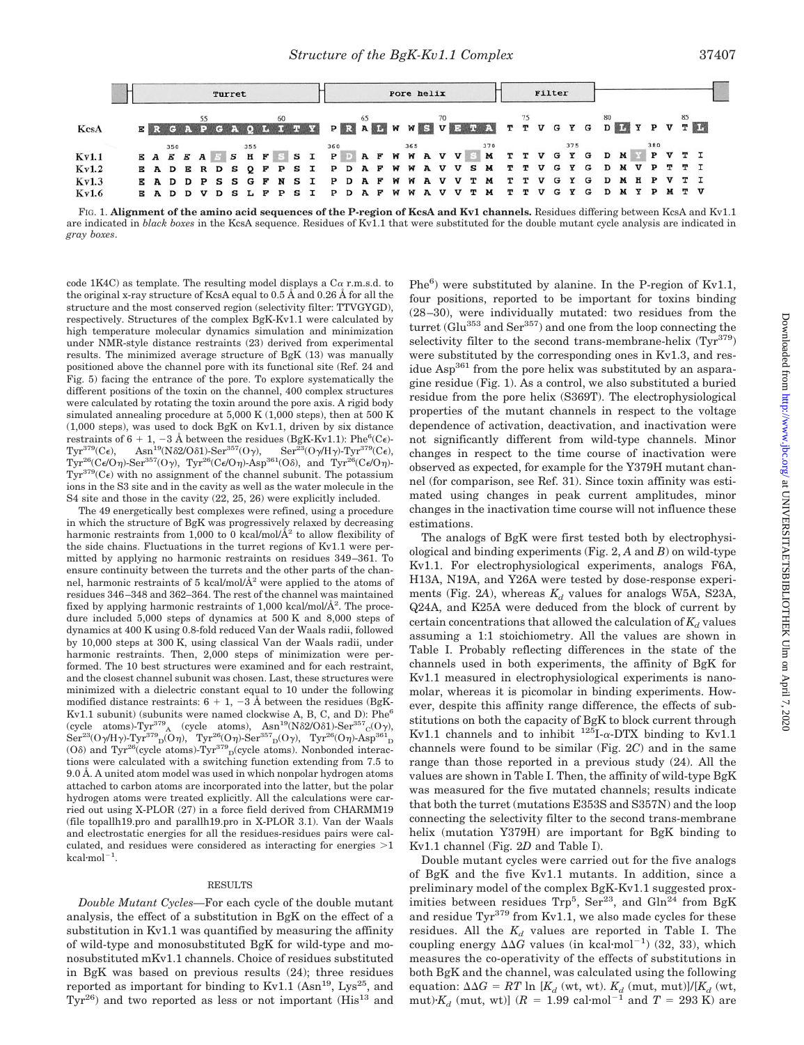| | Turret | | | | | | | | | | | | Pore helix | | | | | | | | | | | Filter | | | | | | | | | | | |
|---|---|---|---|---|---|---|---|---|---|---|---|---|---|---|---|---|---|---|---|---|---|---|---|---|---|---|---|---|---|---|---|---|---|---|---|
| | | | | 55 | | | | | 60 | | | | 65 | | | | | 70 | | | | | | 75 | | | | | | 80 | | | | | 85 |
| **KcsA** | E | R | G | A | P | G | A | Q | L | I | T | Y | P | R | A | L | W | W | S | V | E | T | A | T | T | V | G | Y | G | D | L | Y | P | V | T | L |
| | | | 350 | | | | | 355 | | | | | 360 | | | | | 365 | | | | | 370 | | | | | | 375 | | | | | 380 | | |
| **Kv1.1** | E | A | E | E | A | E | S | H | F | S | S | I | P | D | A | F | W | W | A | V | V | S | M | T | T | V | G | Y | G | D | M | Y | P | V | T | I |
| **Kv1.2** | E | A | D | E | R | D | S | Q | F | P | S | I | P | D | A | F | W | W | A | V | V | S | M | T | T | V | G | Y | G | D | M | V | P | T | T | I |
| **Kv1.3** | E | A | D | D | P | S | S | G | F | N | S | I | P | D | A | F | W | W | A | V | V | T | M | T | T | V | G | Y | G | D | M | H | P | V | T | I |
| **Kv1.6** | E | A | D | D | V | D | S | L | F | P | S | I | P | D | A | F | W | W | A | V | V | T | M | T | T | V | G | Y | G | D | M | Y | P | M | T | V |

FIG. 1. **Alignment of the amino acid sequences of the P-region of KcsA and Kv1 channels.** Residues differing between KcsA and Kv1.1 are indicated in *black boxes* in the KcsA sequence. Residues of Kv1.1 that were substituted for the double mutant cycle analysis are indicated in *gray boxes*.

code 1K4C) as template. The resulting model displays a Cα r.m.s.d. to the original x-ray structure of KcsA equal to 0.5 Å and 0.26 Å for all the structure and the most conserved region (selectivity filter: TTVGYGD), respectively. Structures of the complex BgK-Kv1.1 were calculated by high temperature molecular dynamics simulation and minimization under NMR-style distance restraints (23) derived from experimental results. The minimized average structure of BgK (13) was manually positioned above the channel pore with its functional site (Ref. 24 and Fig. 5) facing the entrance of the pore. To explore systematically the different positions of the toxin on the channel, 400 complex structures were calculated by rotating the toxin around the pore axis. A rigid body simulated annealing procedure at 5,000 K (1,000 steps), then at 500 K (1,000 steps), was used to dock BgK on Kv1.1, driven by six distance restraints of 6 + 1, −3 Å between the residues (BgK-Kv1.1): Phe[6](Cε)-Tyr[379](Cε), Asn[19](Nδ2/Oδ1)-Ser[357](Oγ), Ser[23](Oγ/Hγ)-Tyr[379](Cε), Tyr[26](Cε/Oη)-Ser[357](Oγ), Tyr[26](Cε/Oη)-Asp[361](Oδ), and Tyr[26](Cε/Oη)-Tyr[379](Cε) with no assignment of the channel subunit. The potassium ions in the S3 site and in the cavity as well as the water molecule in the S4 site and those in the cavity (22, 25, 26) were explicitly included.

The 49 energetically best complexes were refined, using a procedure in which the structure of BgK was progressively relaxed by decreasing harmonic restraints from 1,000 to 0 kcal/mol/Å$^2$ to allow flexibility of the side chains. Fluctuations in the turret regions of Kv1.1 were permitted by applying no harmonic restraints on residues 349–361. To ensure continuity between the turrets and the other parts of the channel, harmonic restraints of 5 kcal/mol/Å$^2$ were applied to the atoms of residues 346–348 and 362–364. The rest of the channel was maintained fixed by applying harmonic restraints of 1,000 kcal/mol/Å$^2$. The procedure included 5,000 steps of dynamics at 500 K and 8,000 steps of dynamics at 400 K using 0.8-fold reduced Van der Waals radii, followed by 10,000 steps at 300 K, using classical Van der Waals radii, under harmonic restraints. Then, 2,000 steps of minimization were performed. The 10 best structures were examined and for each restraint, and the closest channel subunit was chosen. Last, these structures were minimized with a dielectric constant equal to 10 under the following modified distance restraints: 6 + 1, −3 Å between the residues (BgK-Kv1.1 subunit) (subunits were named clockwise A, B, C, and D): Phe[6] (cycle atoms)-Tyr$^{379}_{A}$ (cycle atoms), Asn[19](Nδ2/Oδ1)-Ser$^{357}_{C}$(Oγ), Ser[23](Oγ/Hγ)-Tyr$^{379}_{D}$(Oη), Tyr[26](Oη)-Ser$^{357}_{D}$(Oγ), Tyr[26](Oη)-Asp$^{361}_{D}$ (Oδ) and Tyr[26](cycle atoms)-Tyr$^{379}_{D}$(cycle atoms). Nonbonded interactions were calculated with a switching function extending from 7.5 to 9.0 Å. A united atom model was used in which nonpolar hydrogen atoms attached to carbon atoms are incorporated into the latter, but the polar hydrogen atoms were treated explicitly. All the calculations were carried out using X-PLOR (27) in a force field derived from CHARMM19 (file topallh19.pro and parallh19.pro in X-PLOR 3.1). Van der Waals and electrostatic energies for all the residues-residues pairs were calculated, and residues were considered as interacting for energies >1 kcal·mol$^{-1}$.

## RESULTS

*Double Mutant Cycles*—For each cycle of the double mutant analysis, the effect of a substitution in BgK on the effect of a substitution in Kv1.1 was quantified by measuring the affinity of wild-type and monosubstituted BgK for wild-type and monosubstituted mKv1.1 channels. Choice of residues substituted in BgK was based on previous results (24); three residues reported as important for binding to Kv1.1 (Asn[19], Lys[25], and Tyr[26]) and two reported as less or not important (His[13] and Phe[6]) were substituted by alanine. In the P-region of Kv1.1, four positions, reported to be important for toxins binding (28–30), were individually mutated: two residues from the turret (Glu[353] and Ser[357]) and one from the loop connecting the selectivity filter to the second trans-membrane-helix (Tyr[379]) were substituted by the corresponding ones in Kv1.3, and residue Asp[361] from the pore helix was substituted by an asparagine residue (Fig. 1). As a control, we also substituted a buried residue from the pore helix (S369T). The electrophysiological properties of the mutant channels in respect to the voltage dependence of activation, deactivation, and inactivation were not significantly different from wild-type channels. Minor changes in respect to the time course of inactivation were observed as expected, for example for the Y379H mutant channel (for comparison, see Ref. 31). Since toxin affinity was estimated using changes in peak current amplitudes, minor changes in the inactivation time course will not influence these estimations.

The analogs of BgK were first tested both by electrophysiological and binding experiments (Fig. 2, *A* and *B*) on wild-type Kv1.1. For electrophysiological experiments, analogs F6A, H13A, N19A, and Y26A were tested by dose-response experiments (Fig. 2*A*), whereas $K_d$ values for analogs W5A, S23A, Q24A, and K25A were deduced from the block of current by certain concentrations that allowed the calculation of $K_d$ values assuming a 1:1 stoichiometry. All the values are shown in Table I. Probably reflecting differences in the state of the channels used in both experiments, the affinity of BgK for Kv1.1 measured in electrophysiological experiments is nanomolar, whereas it is picomolar in binding experiments. However, despite this affinity range difference, the effects of substitutions on both the capacity of BgK to block current through Kv1.1 channels and to inhibit $^{125}$I-α-DTX binding to Kv1.1 channels were found to be similar (Fig. 2*C*) and in the same range than those reported in a previous study (24). All the values are shown in Table I. Then, the affinity of wild-type BgK was measured for the five mutated channels; results indicate that both the turret (mutations E353S and S357N) and the loop connecting the selectivity filter to the second trans-membrane helix (mutation Y379H) are important for BgK binding to Kv1.1 channel (Fig. 2*D* and Table I).

Double mutant cycles were carried out for the five analogs of BgK and the five Kv1.1 mutants. In addition, since a preliminary model of the complex BgK-Kv1.1 suggested proximities between residues Trp[5], Ser[23], and Gln[24] from BgK and residue Tyr[379] from Kv1.1, we also made cycles for these residues. All the $K_d$ values are reported in Table I. The coupling energy ΔΔG values (in kcal·mol$^{-1}$) (32, 33), which measures the co-operativity of the effects of substitutions in both BgK and the channel, was calculated using the following equation: $\Delta\Delta G = RT \ln [K_d \text{ (wt, wt)} \cdot K_d \text{ (mut, mut)}]/[K_d \text{ (wt, mut)} \cdot K_d \text{ (mut, wt)}]$ ($R$ = 1.99 cal·mol$^{-1}$ and $T$ = 293 K) are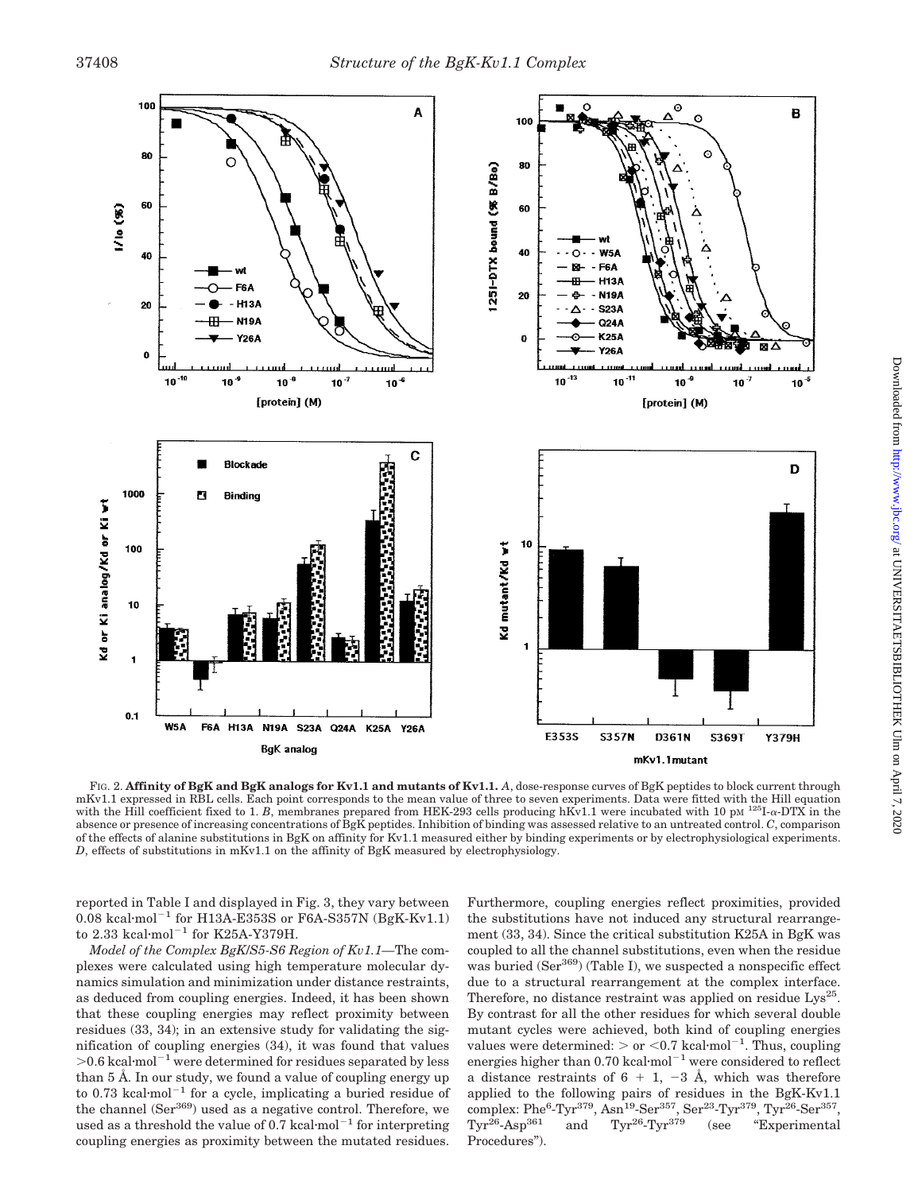FIG. 2. **Affinity of BgK and BgK analogs for Kv1.1 and mutants of Kv1.1.** *A*, dose-response curves of BgK peptides to block current through mKv1.1 expressed in RBL cells. Each point corresponds to the mean value of three to seven experiments. Data were fitted with the Hill equation with the Hill coefficient fixed to 1. *B*, membranes prepared from HEK-293 cells producing hKv1.1 were incubated with 10 pM $^{125}$I-α-DTX in the absence or presence of increasing concentrations of BgK peptides. Inhibition of binding was assessed relative to an untreated control. *C*, comparison of the effects of alanine substitutions in BgK on affinity for Kv1.1 measured either by binding experiments or by electrophysiological experiments. *D*, effects of substitutions in mKv1.1 on the affinity of BgK measured by electrophysiology.

reported in Table I and displayed in Fig. 3, they vary between 0.08 kcal·mol$^{-1}$ for H13A-E353S or F6A-S357N (BgK-Kv1.1) to 2.33 kcal·mol$^{-1}$ for K25A-Y379H.

*Model of the Complex BgK/S5-S6 Region of Kv1.1*—The complexes were calculated using high temperature molecular dynamics simulation and minimization under distance restraints, as deduced from coupling energies. Indeed, it has been shown that these coupling energies may reflect proximity between residues (33, 34); in an extensive study for validating the signification of coupling energies (34), it was found that values >0.6 kcal·mol$^{-1}$ were determined for residues separated by less than 5 Å. In our study, we found a value of coupling energy up to 0.73 kcal·mol$^{-1}$ for a cycle, implicating a buried residue of the channel (Ser$^{369}$) used as a negative control. Therefore, we used as a threshold the value of 0.7 kcal·mol$^{-1}$ for interpreting coupling energies as proximity between the mutated residues. Furthermore, coupling energies reflect proximities, provided the substitutions have not induced any structural rearrangement (33, 34). Since the critical substitution K25A in BgK was coupled to all the channel substitutions, even when the residue was buried (Ser$^{369}$) (Table I), we suspected a nonspecific effect due to a structural rearrangement at the complex interface. Therefore, no distance restraint was applied on residue Lys$^{25}$. By contrast for all the other residues for which several double mutant cycles were determined: > or <0.7 kcal·mol$^{-1}$. Thus, coupling energies higher than 0.70 kcal·mol$^{-1}$ were considered to reflect a distance restraints of 6 + 1, −3 Å, which was therefore applied to the following pairs of residues in the BgK-Kv1.1 complex: Phe$^{6}$-Tyr$^{379}$, Asn$^{19}$-Ser$^{357}$, Ser$^{23}$-Tyr$^{379}$, Tyr$^{26}$-Ser$^{357}$, Tyr$^{26}$-Asp$^{361}$ and Tyr$^{26}$-Tyr$^{379}$ (see "Experimental Procedures").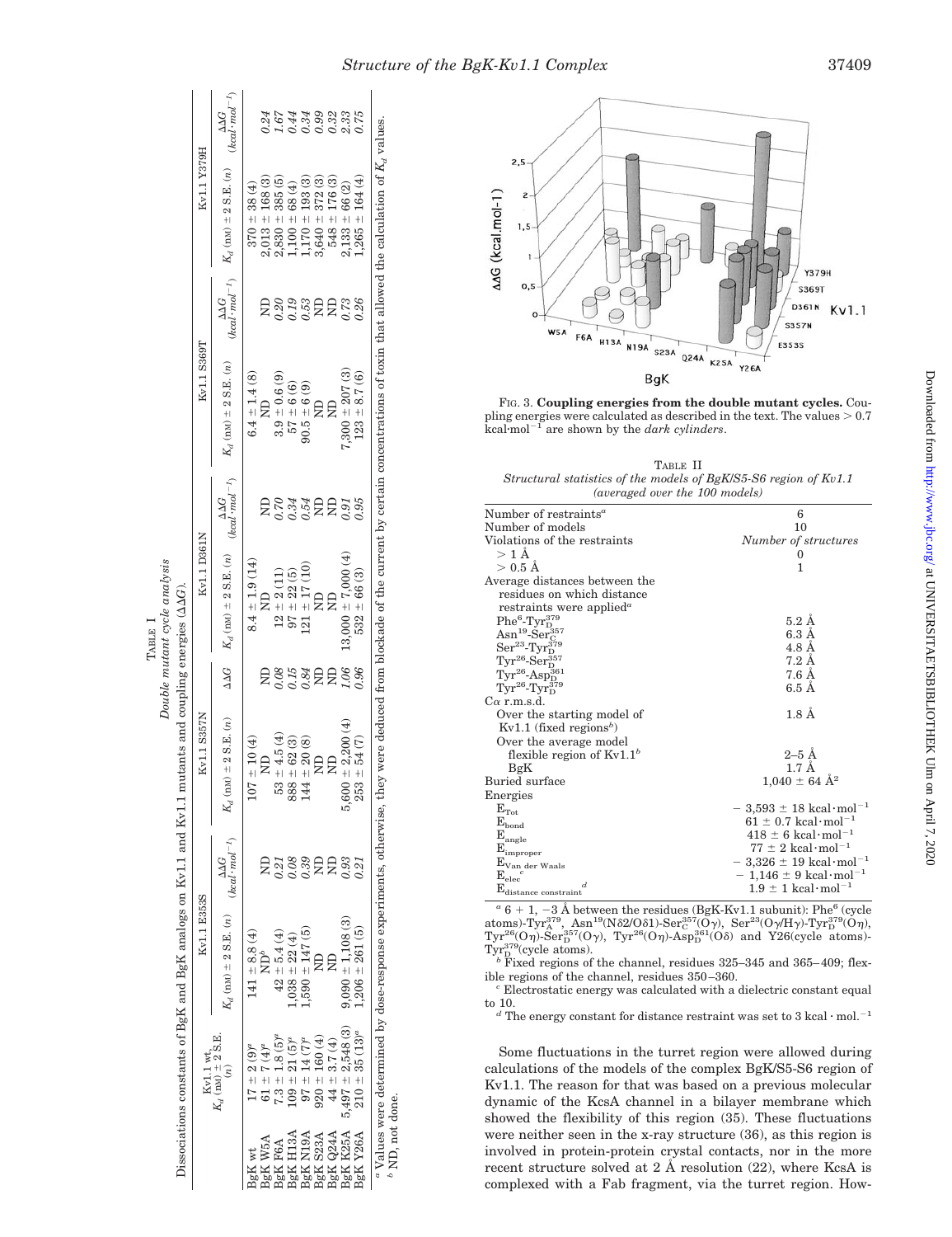TABLE I

*Dissociations constants of BgK and BgK analogs on Kv1.1 and Kv1.1 mutants and coupling energies (ΔΔG).*

| | Kv1.1 wt, $K_d$ (nM) ± 2 S.E. (n) | Kv1.1 E353S | | Kv1.1 S357N | | Kv1.1 D361N | | Kv1.1 S369T | | Kv1.1 Y379H | |
|---|---|---|---|---|---|---|---|---|---|---|---|
| | | $K_d$ (nM) ± 2 S.E. (n) | ΔΔG (kcal·mol⁻¹) | $K_d$ (nM) ± 2 S.E. (n) | ΔΔG | $K_d$ (nM) ± 2 S.E. (n) | ΔΔG (kcal·mol⁻¹) | $K_d$ (nM) ± 2 S.E. (n) | ΔΔG (kcal·mol⁻¹) | $K_d$ (nM) ± 2 S.E. (n) | ΔΔG (kcal·mol⁻¹) |
| BgK wt | 17 ± 2 (9)[a] | 141 ± 8.8 (4) | | 107 ± 10 (4) | | 8.4 ± 1.9 (14) | | 6.4 ± 1.4 (8) | | 370 ± 38 (4) | |
| BgK W5A | 61 ± 7 (4)[a] | ND[b] | ND | ND | ND | ND | ND | ND | ND | 2,013 ± 168 (3) | 0.24 |
| BgK F6A | 7.3 ± 1.8 (5)[a] | 42 ± 5.4 (4) | 0.21 | 53 ± 4.5 (4) | 0.08 | 12 ± 2 (11) | 0.70 | 3.9 ± 0.6 (9) | 0.20 | 2,830 ± 385 (5) | 1.67 |
| BgK H13A | 109 ± 21 (5)[a] | 1,038 ± 22 (4) | 0.08 | 888 ± 62 (3) | 0.15 | 97 ± 22 (5) | 0.34 | 57 ± 6 (6) | 0.19 | 1,100 ± 68 (4) | 0.44 |
| BgK N19A | 97 ± 14 (7)[a] | 1,590 ± 147 (5) | 0.39 | 144 ± 20 (8) | 0.84 | 121 ± 17 (10) | 0.54 | 90.5 ± 6 (9) | 0.53 | 1,170 ± 193 (3) | 0.34 |
| BgK S23A | 920 ± 160 (4) | ND | ND | ND | ND | ND | ND | ND | ND | 3,640 ± 372 (3) | 0.99 |
| BgK Q24A | 44 ± 3.7 (4) | ND | ND | ND | ND | ND | ND | ND | ND | 548 ± 176 (3) | 0.32 |
| BgK K25A | 5,497 ± 2,548 (3) | 9,090 ± 1,108 (3) | 0.93 | 5,600 ± 2,200 (4) | 1.06 | 13,000 ± 7,000 (4) | 0.91 | 7,300 ± 207 (3) | 0.73 | 2,133 ± 66 (2) | 2.33 |
| BgK Y26A | 210 ± 35 (13)[a] | 1,206 ± 261 (5) | 0.21 | 253 ± 54 (7) | 0.96 | 532 ± 66 (3) | 0.95 | 123 ± 8.7 (6) | 0.26 | 1,265 ± 164 (4) | 0.75 |

[a] Values were determined by dose-response experiments, otherwise, they were deduced from blockade of the current by certain concentrations of toxin that allowed the calculation of $K_d$ values.
[b] ND, not done.

FIG. 3. **Coupling energies from the double mutant cycles.** Coupling energies were calculated as described in the text. The values > 0.7 kcal·mol⁻¹ are shown by the *dark cylinders*.

TABLE II
*Structural statistics of the models of BgK/S5-S6 region of Kv1.1 (averaged over the 100 models)*

| | |
|---|---|
| Number of restraints[a] | 6 |
| Number of models | 10 |
| Violations of the restraints | *Number of structures* |
| > 1 Å | 0 |
| > 0.5 Å | 1 |
| Average distances between the residues on which distance restraints were applied[a] | |
| $Phe^{6}$-$Tyr^{379}_{D}$ | 5.2 Å |
| $Asn^{19}$-$Ser^{357}_{C}$ | 6.3 Å |
| $Ser^{23}$-$Tyr^{379}_{D}$ | 4.8 Å |
| $Tyr^{26}$-$Ser^{357}_{D}$ | 7.2 Å |
| $Tyr^{26}$-$Asp^{361}_{D}$ | 7.6 Å |
| $Tyr^{26}$-$Tyr^{379}_{D}$ | 6.5 Å |
| Cα r.m.s.d. | |
| Over the starting model of Kv1.1 (fixed regions[b]) | 1.8 Å |
| Over the average model | |
| flexible region of Kv1.1[b] | 2–5 Å |
| BgK | 1.7 Å |
| Buried surface | 1,040 ± 64 Å² |
| Energies | |
| $E_{Tot}$ | − 3,593 ± 18 kcal·mol⁻¹ |
| $E_{bond}$ | 61 ± 0.7 kcal·mol⁻¹ |
| $E_{angle}$ | 418 ± 6 kcal·mol⁻¹ |
| $E_{improper}$ | 77 ± 2 kcal·mol⁻¹ |
| $E_{Van\ der\ Waals}$ | − 3,326 ± 19 kcal·mol⁻¹ |
| $E_{elec}$[c] | − 1,146 ± 9 kcal·mol⁻¹ |
| $E_{distance\ constraint}$[d] | 1.9 ± 1 kcal·mol⁻¹ |

[a] 6 + 1, −3 Å between the residues (BgK-Kv1.1 subunit): Phe[6] (cycle atoms)-$Tyr^{379}_{A}$, $Asn^{19}$(Nδ2/Oδ1)-$Ser^{357}_{C}$(Oγ), $Ser^{23}$(Oγ/Hγ)-$Tyr^{379}_{D}$(Oη), $Tyr^{26}$(Oη)-$Ser^{357}_{D}$(Oγ), $Tyr^{26}$(Oη)-$Asp^{361}_{D}$(Oδ) and Y26(cycle atoms)-$Tyr^{379}_{D}$(cycle atoms).
[b] Fixed regions of the channel, residues 325–345 and 365–409; flexible regions of the channel, residues 350–360.
[c] Electrostatic energy was calculated with a dielectric constant equal to 10.
[d] The energy constant for distance restraint was set to 3 kcal · mol.⁻¹

Some fluctuations in the turret region were allowed during calculations of the models of the complex BgK/S5-S6 region of Kv1.1. The reason for that was based on a previous molecular dynamic of the KcsA channel in a bilayer membrane which showed the flexibility of this region (35). These fluctuations were neither seen in the x-ray structure (36), as this region is involved in protein-protein crystal contacts, nor in the more recent structure solved at 2 Å resolution (22), where KcsA is complexed with a Fab fragment, via the turret region. How-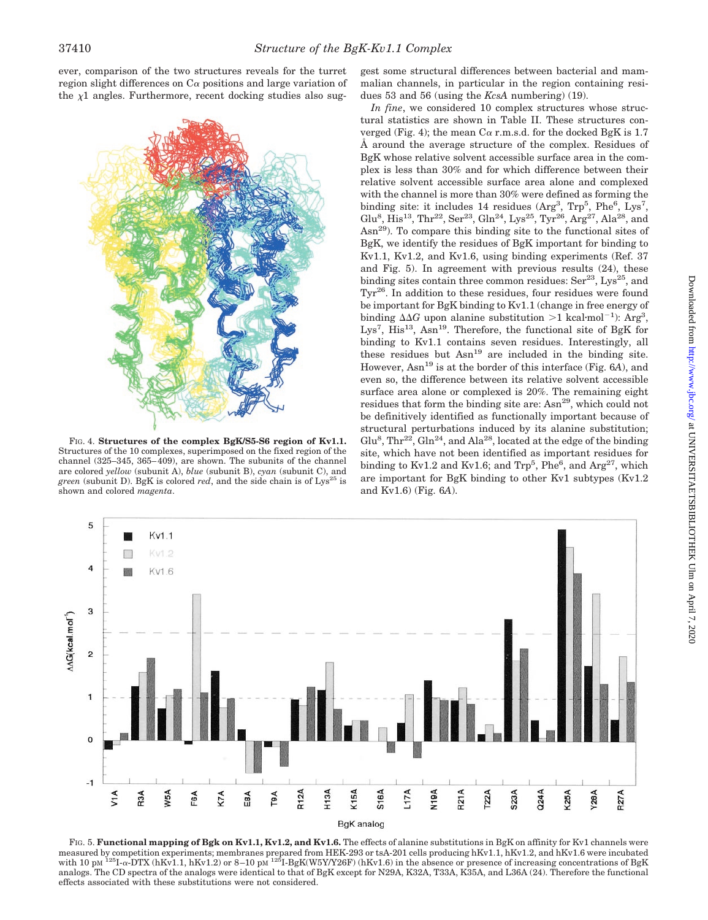ever, comparison of the two structures reveals for the turret region slight differences on Cα positions and large variation of the $\chi 1$ angles. Furthermore, recent docking studies also suggest some structural differences between bacterial and mammalian channels, in particular in the region containing residues 53 and 56 (using the *KcsA* numbering) (19).

FIG. 4. **Structures of the complex BgK/S5-S6 region of Kv1.1.** Structures of the 10 complexes, superimposed on the fixed region of the channel (325–345, 365–409), are shown. The subunits of the channel are colored *yellow* (subunit A), *blue* (subunit B), *cyan* (subunit C), and *green* (subunit D). BgK is colored *red*, and the side chain is of Lys[25] is shown and colored *magenta*.

*In fine*, we considered 10 complex structures whose structural statistics are shown in Table II. These structures converged (Fig. 4); the mean Cα r.m.s.d. for the docked BgK is 1.7 Å around the average structure of the complex. Residues of BgK whose relative solvent accessible surface area in the complex is less than 30% and for which difference between their relative solvent accessible surface area alone and complexed with the channel is more than 30% were defined as forming the binding site: it includes 14 residues (Arg[3], Trp[5], Phe[6], Lys[7], Glu[8], His[13], Thr[22], Ser[23], Gln[24], Lys[25], Tyr[26], Arg[27], Ala[28], and Asn[29]). To compare this binding site to the functional sites of BgK, we identify the residues of BgK important for binding to Kv1.1, Kv1.2, and Kv1.6, using binding experiments (Ref. 37 and Fig. 5). In agreement with previous results (24), these binding sites contain three common residues: Ser[23], Lys[25], and Tyr[26]. In addition to these residues, four residues were found be important for BgK binding to Kv1.1 (change in free energy of binding $\Delta\Delta G$ upon alanine substitution $>1$ kcal·mol$^{-1}$): Arg[3], Lys[7], His[13], Asn[19]. Therefore, the functional site of BgK for binding to Kv1.1 contains seven residues. Interestingly, all these residues but Asn[19] are included in the binding site. However, Asn[19] is at the border of this interface (Fig. 6*A*), and even so, the difference between its relative solvent accessible surface area alone or complexed is 20%. The remaining eight residues that form the binding site are: Asn[29], which could not be definitively identified as functionally important because of structural perturbations induced by its alanine substitution; Glu[8], Thr[22], Gln[24], and Ala[28], located at the edge of the binding site, which have not been identified as important residues for binding to Kv1.2 and Kv1.6; and Trp[5], Phe[6], and Arg[27], which are important for BgK binding to other Kv1 subtypes (Kv1.2 and Kv1.6) (Fig. 6*A*).

FIG. 5. **Functional mapping of Bgk on Kv1.1, Kv1.2, and Kv1.6.** The effects of alanine substitutions in BgK on affinity for Kv1 channels were measured by competition experiments; membranes prepared from HEK-293 or tsA-201 cells producing hKv1.1, hKv1.2, and hKv1.6 were incubated with 10 pM $^{125}$I-α-DTX (hKv1.1, hKv1.2) or 8–10 pM $^{125}$I-BgK(W5Y/Y26F) (hKv1.6) in the absence or presence of increasing concentrations of BgK analogs. The CD spectra of the analogs were identical to that of BgK except for N29A, K32A, T33A, K35A, and L36A (24). Therefore the functional effects associated with these substitutions were not considered.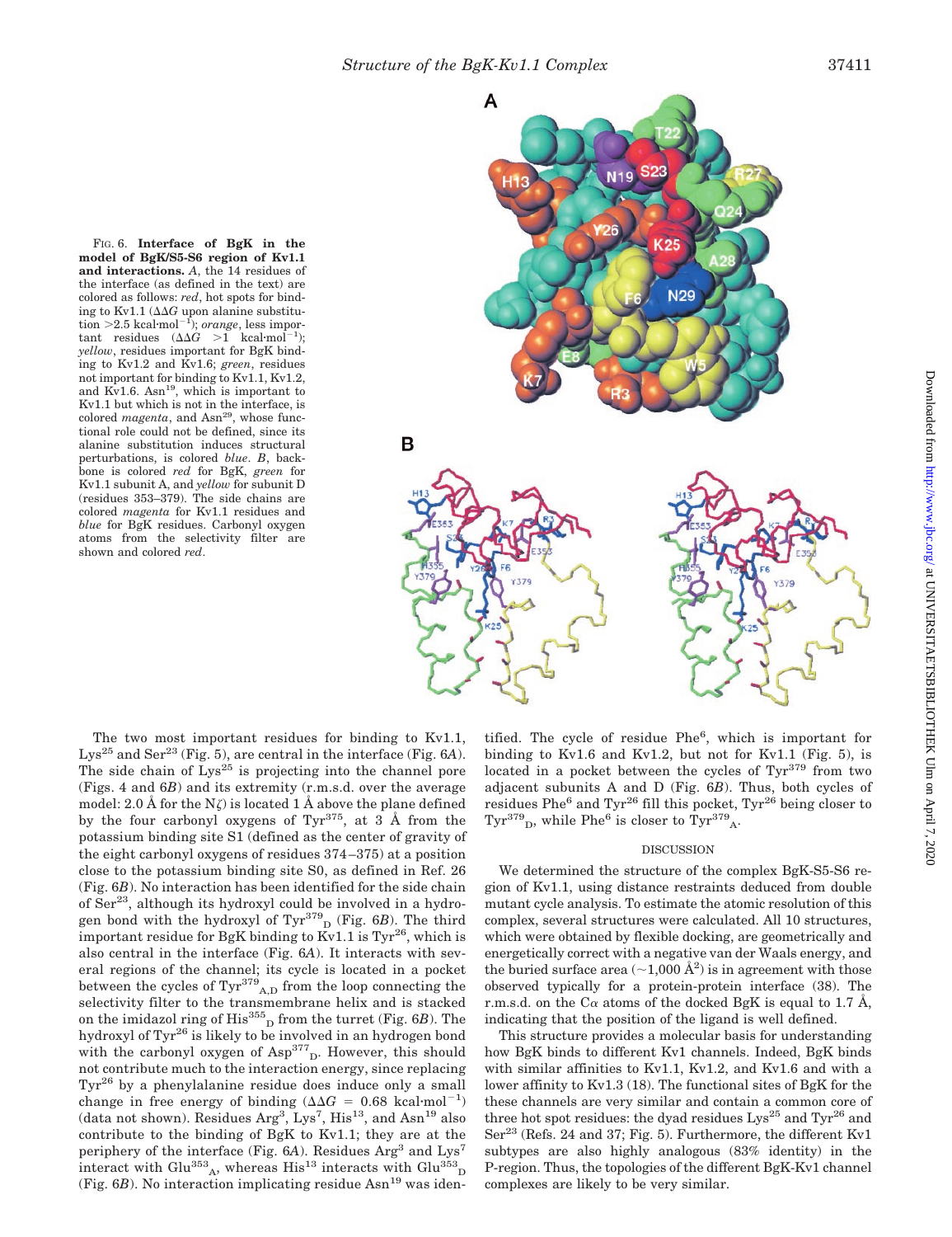FIG. 6. **Interface of BgK in the model of BgK/S5-S6 region of Kv1.1 and interactions.** *A*, the 14 residues of the interface (as defined in the text) are colored as follows: *red*, hot spots for binding to Kv1.1 ($\Delta\Delta G$ upon alanine substitution >2.5 kcal·mol$^{-1}$); *orange*, less important residues ($\Delta\Delta G$ >1 kcal·mol$^{-1}$); *yellow*, residues important for BgK binding to Kv1.2 and Kv1.6; *green*, residues not important for binding to Kv1.1, Kv1.2, and Kv1.6. Asn[19], which is important to Kv1.1 but which is not in the interface, is colored *magenta*, and Asn[29], whose functional role could not be defined, since its alanine substitution induces structural perturbations, is colored *blue*. *B*, backbone is colored *red* for BgK, *green* for Kv1.1 subunit A, and *yellow* for subunit D (residues 353–379). The side chains are colored *magenta* for Kv1.1 residues and *blue* for BgK residues. Carbonyl oxygen atoms from the selectivity filter are shown and colored *red*.

The two most important residues for binding to Kv1.1, Lys[25] and Ser[23] (Fig. 5), are central in the interface (Fig. 6*A*). The side chain of Lys[25] is projecting into the channel pore (Figs. 4 and 6*B*) and its extremity (r.m.s.d. over the average model: 2.0 Å for the Nζ) is located 1 Å above the plane defined by the four carbonyl oxygens of Tyr[375], at 3 Å from the potassium binding site S1 (defined as the center of gravity of the eight carbonyl oxygens of residues 374–375) at a position close to the potassium binding site S0, as defined in Ref. 26 (Fig. 6*B*). No interaction has been identified for the side chain of Ser[23], although its hydroxyl could be involved in a hydrogen bond with the hydroxyl of $\text{Tyr}^{379}_{\text{D}}$ (Fig. 6*B*). The third important residue for BgK binding to Kv1.1 is Tyr[26], which is also central in the interface (Fig. 6*A*). It interacts with several regions of the channel; its cycle is located in a pocket between the cycles of $\text{Tyr}^{379}_{\text{A,D}}$ from the loop connecting the selectivity filter to the transmembrane helix and is stacked on the imidazol ring of $\text{His}^{355}_{\text{D}}$ from the turret (Fig. 6*B*). The hydroxyl of Tyr[26] is likely to be involved in an hydrogen bond with the carbonyl oxygen of $\text{Asp}^{377}_{\text{D}}$. However, this should not contribute much to the interaction energy, since replacing Tyr[26] by a phenylalanine residue does induce only a small change in free energy of binding ($\Delta G$ = 0.68 kcal·mol$^{-1}$) (data not shown). Residues Arg[3], Lys[7], His[13], and Asn[19] also contribute to the binding of BgK to Kv1.1; they are at the periphery of the interface (Fig. 6*A*). Residues Arg[3] and Lys[7] interact with $\text{Glu}^{353}_{\text{A}}$, whereas His[13] interacts with $\text{Glu}^{353}_{\text{D}}$ (Fig. 6*B*). No interaction implicating residue Asn[19] was identified. The cycle of residue Phe[6], which is important for binding to Kv1.6 and Kv1.2, but not for Kv1.1 (Fig. 5), is located in a pocket between the cycles of Tyr[379] from two adjacent subunits A and D (Fig. 6*B*). Thus, both cycles of residues Phe[6] and Tyr[26] fill this pocket, Tyr[26] being closer to $\text{Tyr}^{379}_{\text{D}}$, while Phe[6] is closer to $\text{Tyr}^{379}_{\text{A}}$.

## DISCUSSION

We determined the structure of the complex BgK-S5-S6 region of Kv1.1, using distance restraints deduced from double mutant cycle analysis. To estimate the atomic resolution of this complex, several structures were calculated. All 10 structures, which were obtained by flexible docking, are geometrically and energetically correct with a negative van der Waals energy, and the buried surface area (~1,000 Å$^2$) is in agreement with those observed typically for a protein-protein interface (38). The r.m.s.d. on the Cα atoms of the docked BgK is equal to 1.7 Å, indicating that the position of the ligand is well defined.

This structure provides a molecular basis for understanding how BgK binds to different Kv1 channels. Indeed, BgK binds with similar affinities to Kv1.1, Kv1.2, and Kv1.6 and with a lower affinity to Kv1.3 (18). The functional sites of BgK for these channels are very similar and contain a common core of three hot spot residues: the dyad residues Lys[25] and Tyr[26] and Ser[23] (Refs. 24 and 37; Fig. 5). Furthermore, the different Kv1 subtypes are also highly analogous (83% identity) in the P-region. Thus, the topologies of the different BgK-Kv1 channel complexes are likely to be very similar.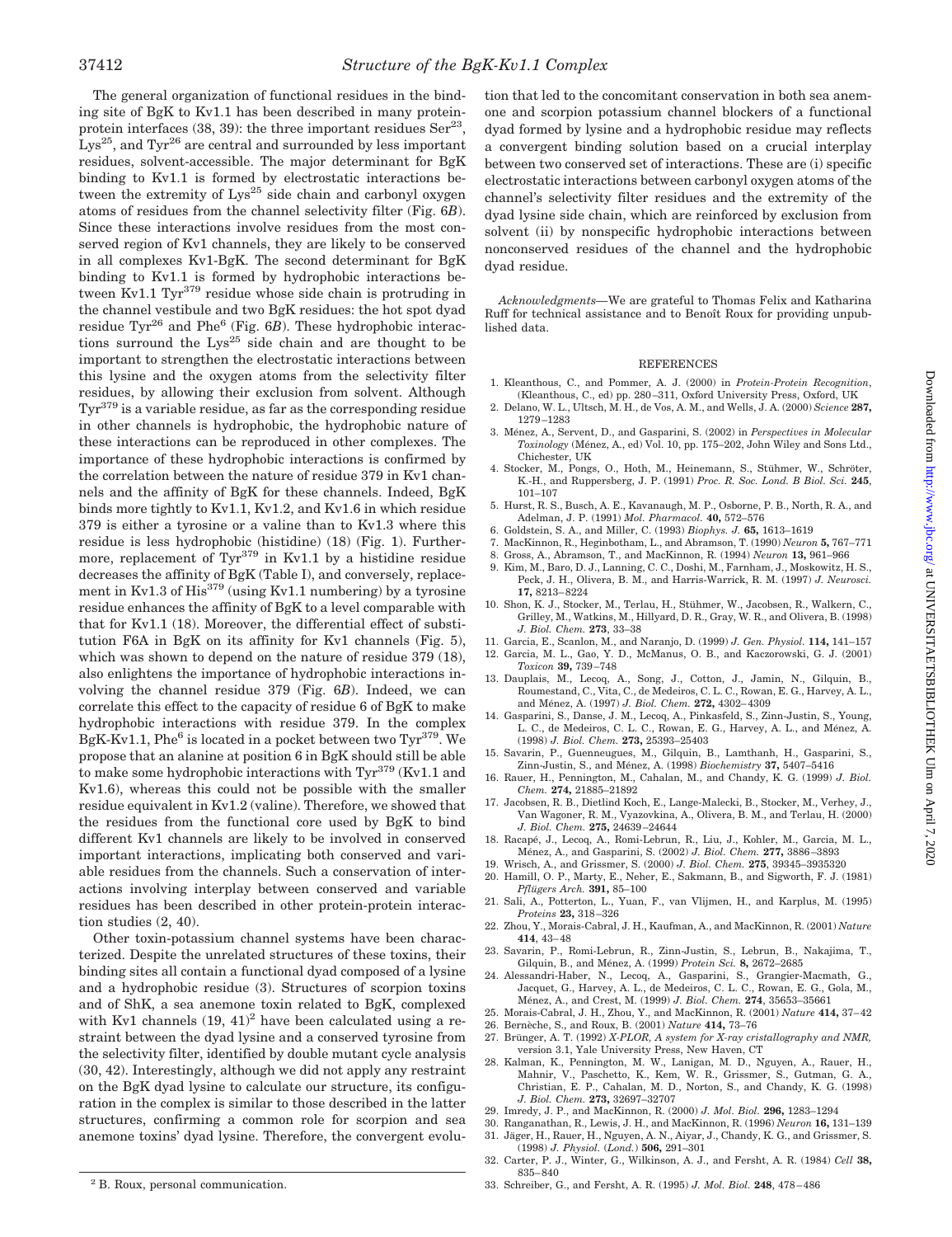The general organization of functional residues in the binding site of BgK to Kv1.1 has been described in many protein-protein interfaces (38, 39): the three important residues $Ser^{23}$, $Lys^{25}$, and $Tyr^{26}$ are central and surrounded by less important residues, solvent-accessible. The major determinant for BgK binding to Kv1.1 is formed by electrostatic interactions between the extremity of $Lys^{25}$ side chain and carbonyl oxygen atoms of residues from the channel selectivity filter (Fig. 6*B*). Since these interactions involve residues from the most conserved region of Kv1 channels, they are likely to be conserved in all complexes Kv1-BgK. The second determinant for BgK binding to Kv1.1 is formed by hydrophobic interactions between Kv1.1 $Tyr^{379}$ residue whose side chain is protruding in the channel vestibule and two BgK residues: the hot spot dyad residue $Tyr^{26}$ and $Phe^{6}$ (Fig. 6*B*). These hydrophobic interactions surround the $Lys^{25}$ side chain and are thought to be important to strengthen the electrostatic interactions between this lysine and the oxygen atoms from the selectivity filter residues, by allowing their exclusion from solvent. Although $Tyr^{379}$ is a variable residue, as far as the corresponding residue in other channels is hydrophobic, the hydrophobic nature of these interactions can be reproduced in other complexes. The importance of these hydrophobic interactions is confirmed by the correlation between the nature of residue 379 in Kv1 channels and the affinity of BgK for these channels. Indeed, BgK binds more tightly to Kv1.1, Kv1.2, and Kv1.6 in which residue 379 is either a tyrosine or a valine than to Kv1.3 where this residue is less hydrophobic (histidine) (18) (Fig. 1). Furthermore, replacement of $Tyr^{379}$ in Kv1.1 by a histidine residue decreases the affinity of BgK (Table I), and conversely, replacement in Kv1.3 of $His^{379}$ (using Kv1.1 numbering) by a tyrosine residue enhances the affinity of BgK to a level comparable with that for Kv1.1 (18). Moreover, the differential effect of substitution F6A in BgK on its affinity for Kv1 channels (Fig. 5), which was shown to depend on the nature of residue 379 (18), also enlightens the importance of hydrophobic interactions involving the channel residue 379 (Fig. 6*B*). Indeed, we can correlate this effect to the capacity of residue 6 of BgK to make hydrophobic interactions with residue 379. In the complex BgK-Kv1.1, $Phe^{6}$ is located in a pocket between two $Tyr^{379}$. We propose that an alanine at position 6 in BgK should still be able to make some hydrophobic interactions with $Tyr^{379}$ (Kv1.1 and Kv1.6), whereas this could not be possible with the smaller residue equivalent in Kv1.2 (valine). Therefore, we showed that the residues from the functional core used by BgK to bind different Kv1 channels are likely to be involved in conserved important interactions, implicating both conserved and variable residues from the channels. Such a conservation of interactions involving interplay between conserved and variable residues has been described in other protein-protein interaction studies (2, 40).

Other toxin-potassium channel systems have been characterized. Despite the unrelated structures of these toxins, their binding sites all contain a functional dyad composed of a lysine and a hydrophobic residue (3). Structures of scorpion toxins and of ShK, a sea anemone toxin related to BgK, complexed with Kv1 channels (19, 41)[2] have been calculated using a restraint between the dyad lysine and a conserved tyrosine from the selectivity filter, identified by double mutant cycle analysis (30, 42). Interestingly, although we did not apply any restraint on the BgK dyad lysine to calculate our structure, its configuration in the complex is similar to those described in the latter structures, confirming a common role for scorpion and sea anemone toxins' dyad lysine. Therefore, the convergent evolution that led to the concomitant conservation in both sea anemone and scorpion potassium channel blockers of a functional dyad formed by lysine and a hydrophobic residue may reflects a convergent binding solution based on a crucial interplay between two conserved set of interactions. These are (i) specific electrostatic interactions between carbonyl oxygen atoms of the channel's selectivity filter residues and the extremity of the dyad lysine side chain, which are reinforced by exclusion from solvent (ii) by nonspecific hydrophobic interactions between nonconserved residues of the channel and the hydrophobic dyad residue.

*Acknowledgments*—We are grateful to Thomas Felix and Katharina Ruff for technical assistance and to Benoît Roux for providing unpublished data.

[2] B. Roux, personal communication.

## REFERENCES

1. Kleanthous, C., and Pommer, A. J. (2000) in *Protein-Protein Recognition*, (Kleanthous, C., ed) pp. 280–311, Oxford University Press, Oxford, UK
2. Delano, W. L., Ultsch, M. H., de Vos, A. M., and Wells, J. A. (2000) *Science* **287,** 1279–1283
3. Ménez, A., Servent, D., and Gasparini, S. (2002) in *Perspectives in Molecular Toxinology* (Ménez, A., ed) Vol. 10, pp. 175–202, John Wiley and Sons Ltd., Chichester, UK
4. Stocker, M., Pongs, O., Hoth, M., Heinemann, S., Stühmer, W., Schröter, K.-H., and Ruppersberg, J. P. (1991) *Proc. R. Soc. Lond. B Biol. Sci.* **245**, 101–107
5. Hurst, R. S., Busch, A. E., Kavanaugh, M. P., Osborne, P. B., North, R. A., and Adelman, J. P. (1991) *Mol. Pharmacol.* **40,** 572–576
6. Goldstein, S. A., and Miller, C. (1993) *Biophys. J.* **65,** 1613–1619
7. MacKinnon, R., Heginbotham, L., and Abramson, T. (1990) *Neuron* **5,** 767–771
8. Gross, A., Abramson, T., and MacKinnon, R. (1994) *Neuron* **13,** 961–966
9. Kim, M., Baro, D. J., Lanning, C. C., Doshi, M., Farnham, J., Moskowitz, H. S., Peck, J. H., Olivera, B. M., and Harris-Warrick, R. M. (1997) *J. Neurosci.* **17,** 8213–8224
10. Shon, K. J., Stocker, M., Terlau, H., Stühmer, W., Jacobsen, R., Walkern, C., Grilley, M., Watkins, M., Hillyard, D. R., Gray, W. R., and Olivera, B. (1998) *J. Biol. Chem.* **273**, 33–38
11. Garcia, E., Scanlon, M., and Naranjo, D. (1999) *J. Gen. Physiol.* **114,** 141–157
12. Garcia, M. L., Gao, Y. D., McManus, O. B., and Kaczorowski, G. J. (2001) *Toxicon* **39,** 739–748
13. Dauplais, M., Lecoq, A., Song, J., Cotton, J., Jamin, N., Gilquin, B., Roumestand, C., Vita, C., de Medeiros, C. L. C., Rowan, E. G., Harvey, A. L., and Ménez, A. (1997) *J. Biol. Chem.* **272,** 4302–4309
14. Gasparini, S., Danse, J. M., Lecoq, A., Pinkasfeld, S., Zinn-Justin, S., Young, L. C., de Medeiros, C. L. C., Rowan, E. G., Harvey, A. L., and Ménez, A. (1998) *J. Biol. Chem.* **273,** 25393–25403
15. Savarin, P., Guenneugues, M., Gilquin, B., Lamthanh, H., Gasparini, S., Zinn-Justin, S., and Ménez, A. (1998) *Biochemistry* **37,** 5407–5416
16. Rauer, H., Pennington, M., Cahalan, M., and Chandy, K. G. (1999) *J. Biol. Chem.* **274,** 21885–21892
17. Jacobsen, R. B., Dietlind Koch, E., Lange-Malecki, B., Stocker, M., Verhey, J., Van Wagoner, R. M., Vyazovkina, A., Olivera, B. M., and Terlau, H. (2000) *J. Biol. Chem.* **275,** 24639–24644
18. Racapé, J., Lecoq, A., Romi-Lebrun, R., Liu, J., Kohler, M., Garcia, M. L., Ménez, A., and Gasparini, S. (2002) *J. Biol. Chem.* **277,** 3886–3893
19. Wrisch, A., and Grissmer, S. (2000) *J. Biol. Chem.* **275**, 39345–3935320
20. Hamill, O. P., Marty, E., Neher, E., Sakmann, B., and Sigworth, F. J. (1981) *Pflügers Arch.* **391,** 85–100
21. Sali, A., Potterton, L., Yuan, F., van Vlijmen, H., and Karplus, M. (1995) *Proteins* **23,** 318–326
22. Zhou, Y., Morais-Cabral, J. H., Kaufman, A., and MacKinnon, R. (2001) *Nature* **414**, 43–48
23. Savarin, P., Romi-Lebrun, R., Zinn-Justin, S., Lebrun, B., Nakajima, T., Gilquin, B., and Ménez, A. (1999) *Protein Sci.* **8,** 2672–2685
24. Alessandri-Haber, N., Lecoq, A., Gasparini, S., Grangier-Macmath, G., Jacquet, G., Harvey, A. L., de Medeiros, C. L. C., Rowan, E. G., Gola, M., Ménez, A., and Crest, M. (1999) *J. Biol. Chem.* **274**, 35653–35661
25. Morais-Cabral, J. H., Zhou, Y., and MacKinnon, R. (2001) *Nature* **414,** 37–42
26. Bernèche, S., and Roux, B. (2001) *Nature* **414,** 73–76
27. Brünger, A. T. (1992) *X-PLOR, A system for X-ray cristallography and NMR,* version 3.1, Yale University Press, New Haven, CT
28. Kalman, K., Pennington, M. W., Lanigan, M. D., Nguyen, A., Rauer, H., Mahnir, V., Paschetto, K., Kem, W. R., Grissmer, S., Gutman, G. A., Christian, E. P., Cahalan, M. D., Norton, S., and Chandy, K. G. (1998) *J. Biol. Chem.* **273,** 32697–32707
29. Imredy, J. P., and MacKinnon, R. (2000) *J. Mol. Biol.* **296,** 1283–1294
30. Ranganathan, R., Lewis, J. H., and MacKinnon, R. (1996) *Neuron* **16,** 131–139
31. Jäger, H., Rauer, H., Nguyen, A. N., Aiyar, J., Chandy, K. G., and Grissmer, S. (1998) *J. Physiol. (Lond.)* **506,** 291–301
32. Carter, P. J., Winter, G., Wilkinson, A. J., and Fersht, A. R. (1984) *Cell* **38,** 835–840
33. Schreiber, G., and Fersht, A. R. (1995) *J. Mol. Biol.* **248**, 478–486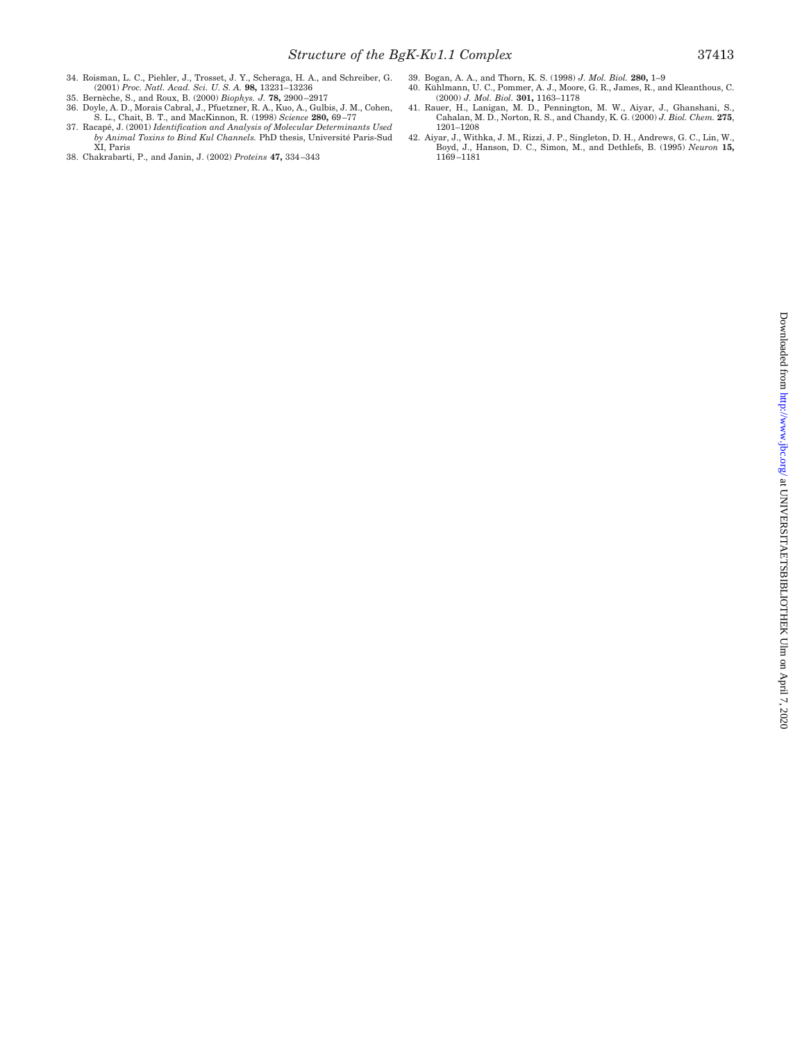34. Roisman, L. C., Piehler, J., Trosset, J. Y., Scheraga, H. A., and Schreiber, G. (2001) *Proc. Natl. Acad. Sci. U. S. A.* **98,** 13231–13236
35. Bernèche, S., and Roux, B. (2000) *Biophys. J.* **78,** 2900–2917
36. Doyle, A. D., Morais Cabral, J., Pfuetzner, R. A., Kuo, A., Gulbis, J. M., Cohen, S. L., Chait, B. T., and MacKinnon, R. (1998) *Science* **280,** 69–77
37. Racapé, J. (2001) *Identification and Analysis of Molecular Determinants Used by Animal Toxins to Bind Kv1 Channels.* PhD thesis, Université Paris-Sud XI, Paris
38. Chakrabarti, P., and Janin, J. (2002) *Proteins* **47,** 334–343
39. Bogan, A. A., and Thorn, K. S. (1998) *J. Mol. Biol.* **280,** 1–9
40. Kühlmann, U. C., Pommer, A. J., Moore, G. R., James, R., and Kleanthous, C. (2000) *J. Mol. Biol.* **301,** 1163–1178
41. Rauer, H., Lanigan, M. D., Pennington, M. W., Aiyar, J., Ghanshani, S., Cahalan, M. D., Norton, R. S., and Chandy, K. G. (2000) *J. Biol. Chem.* **275,** 1201–1208
42. Aiyar, J., Withka, J. M., Rizzi, J. P., Singleton, D. H., Andrews, G. C., Lin, W., Boyd, J., Hanson, D. C., Simon, M., and Dethlefs, B. (1995) *Neuron* **15,** 1169–1181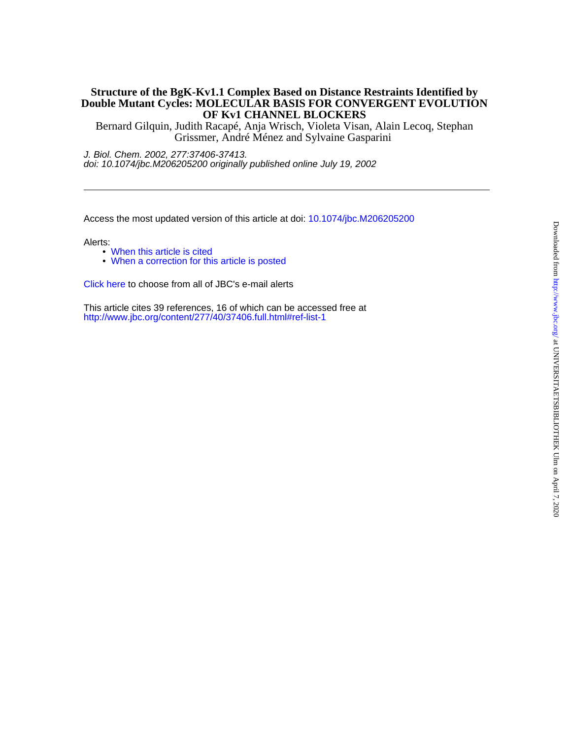# Structure of the BgK-Kv1.1 Complex Based on Distance Restraints Identified by Double Mutant Cycles: MOLECULAR BASIS FOR CONVERGENT EVOLUTION OF Kv1 CHANNEL BLOCKERS

Bernard Gilquin, Judith Racapé, Anja Wrisch, Violeta Visan, Alain Lecoq, Stephan Grissmer, André Ménez and Sylvaine Gasparini

*J. Biol. Chem. 2002, 277:37406-37413.*
*doi: 10.1074/jbc.M206205200 originally published online July 19, 2002*

---

Access the most updated version of this article at doi: 10.1074/jbc.M206205200

Alerts:

- When this article is cited
- When a correction for this article is posted

Click here to choose from all of JBC's e-mail alerts

This article cites 39 references, 16 of which can be accessed free at http://www.jbc.org/content/277/40/37406.full.html#ref-list-1